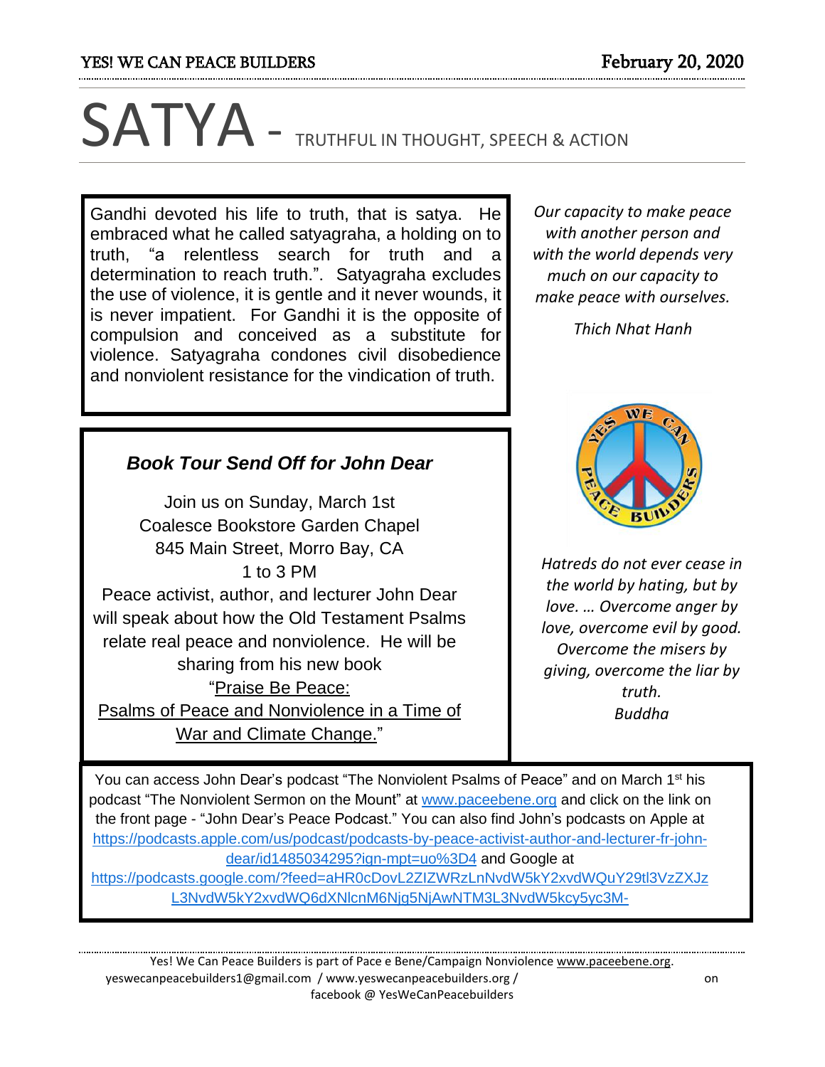# SATYA - TRUTHFUL IN THOUGHT, SPEECH & ACTION

Gandhi devoted his life to truth, that is satya. He embraced what he called satyagraha, a holding on to truth, "a relentless search for truth and a determination to reach truth.". Satyagraha excludes the use of violence, it is gentle and it never wounds, it is never impatient. For Gandhi it is the opposite of compulsion and conceived as a substitute for violence. Satyagraha condones civil disobedience and nonviolent resistance for the vindication of truth.

*Our capacity to make peace with another person and with the world depends very much on our capacity to make peace with ourselves.*

*Thich Nhat Hanh*

### *Book Tour Send Off for John Dear*

Join us on Sunday, March 1st
Coalesce Bookstore Garden Chapel
845 Main Street, Morro Bay, CA
1 to 3 PM

Peace activist, author, and lecturer John Dear will speak about how the Old Testament Psalms relate real peace and nonviolence. He will be sharing from his new book "Praise Be Peace: Psalms of Peace and Nonviolence in a Time of War and Climate Change."

*Hatreds do not ever cease in the world by hating, but by love. … Overcome anger by love, overcome evil by good. Overcome the misers by giving, overcome the liar by truth.*
*Buddha*

You can access John Dear's podcast "The Nonviolent Psalms of Peace" and on March 1st his podcast "The Nonviolent Sermon on the Mount" at www.paceebene.org and click on the link on the front page - "John Dear's Peace Podcast." You can also find John's podcasts on Apple at https://podcasts.apple.com/us/podcast/podcasts-by-peace-activist-author-and-lecturer-fr-john-dear/id1485034295?ign-mpt=uo%3D4 and Google at https://podcasts.google.com/?feed=aHR0cDovL2ZlZWRzLnNvdW5kY2xvdWQuY29tl3VzZXJzL3NvdW5kY2xvdWQ6dXNlcnM6Njg5NjAwNTM3L3NvdW5kcy5yc3M-

Yes! We Can Peace Builders is part of Pace e Bene/Campaign Nonviolence www.paceebene.org.
yeswecanpeacebuilders1@gmail.com / www.yeswecanpeacebuilders.org / on facebook @ YesWeCanPeacebuilders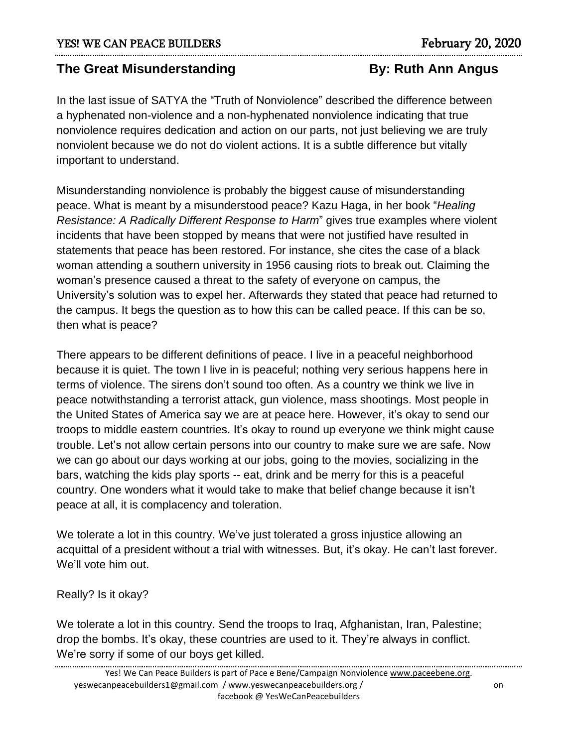## The Great Misunderstanding

**By: Ruth Ann Angus**

In the last issue of SATYA the "Truth of Nonviolence" described the difference between a hyphenated non-violence and a non-hyphenated nonviolence indicating that true nonviolence requires dedication and action on our parts, not just believing we are truly nonviolent because we do not do violent actions. It is a subtle difference but vitally important to understand.

Misunderstanding nonviolence is probably the biggest cause of misunderstanding peace. What is meant by a misunderstood peace? Kazu Haga, in her book "*Healing Resistance: A Radically Different Response to Harm*" gives true examples where violent incidents that have been stopped by means that were not justified have resulted in statements that peace has been restored. For instance, she cites the case of a black woman attending a southern university in 1956 causing riots to break out. Claiming the woman's presence caused a threat to the safety of everyone on campus, the University's solution was to expel her. Afterwards they stated that peace had returned to the campus. It begs the question as to how this can be called peace. If this can be so, then what is peace?

There appears to be different definitions of peace. I live in a peaceful neighborhood because it is quiet. The town I live in is peaceful; nothing very serious happens here in terms of violence. The sirens don't sound too often. As a country we think we live in peace notwithstanding a terrorist attack, gun violence, mass shootings. Most people in the United States of America say we are at peace here. However, it's okay to send our troops to middle eastern countries. It's okay to round up everyone we think might cause trouble. Let's not allow certain persons into our country to make sure we are safe. Now we can go about our days working at our jobs, going to the movies, socializing in the bars, watching the kids play sports -- eat, drink and be merry for this is a peaceful country. One wonders what it would take to make that belief change because it isn't peace at all, it is complacency and toleration.

We tolerate a lot in this country. We've just tolerated a gross injustice allowing an acquittal of a president without a trial with witnesses. But, it's okay. He can't last forever. We'll vote him out.

Really? Is it okay?

We tolerate a lot in this country. Send the troops to Iraq, Afghanistan, Iran, Palestine; drop the bombs. It's okay, these countries are used to it. They're always in conflict. We're sorry if some of our boys get killed.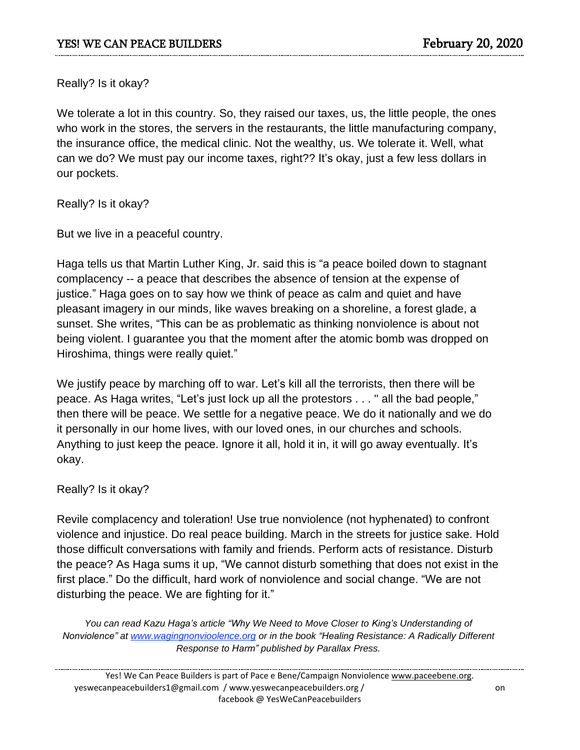Really? Is it okay?

We tolerate a lot in this country. So, they raised our taxes, us, the little people, the ones who work in the stores, the servers in the restaurants, the little manufacturing company, the insurance office, the medical clinic. Not the wealthy, us. We tolerate it. Well, what can we do? We must pay our income taxes, right?? It's okay, just a few less dollars in our pockets.

Really? Is it okay?

But we live in a peaceful country.

Haga tells us that Martin Luther King, Jr. said this is "a peace boiled down to stagnant complacency -- a peace that describes the absence of tension at the expense of justice." Haga goes on to say how we think of peace as calm and quiet and have pleasant imagery in our minds, like waves breaking on a shoreline, a forest glade, a sunset. She writes, "This can be as problematic as thinking nonviolence is about not being violent. I guarantee you that the moment after the atomic bomb was dropped on Hiroshima, things were really quiet."

We justify peace by marching off to war. Let's kill all the terrorists, then there will be peace. As Haga writes, "Let's just lock up all the protestors . . . " all the bad people," then there will be peace. We settle for a negative peace. We do it nationally and we do it personally in our home lives, with our loved ones, in our churches and schools. Anything to just keep the peace. Ignore it all, hold it in, it will go away eventually. It's okay.

Really? Is it okay?

Revile complacency and toleration! Use true nonviolence (not hyphenated) to confront violence and injustice. Do real peace building. March in the streets for justice sake. Hold those difficult conversations with family and friends. Perform acts of resistance. Disturb the peace? As Haga sums it up, "We cannot disturb something that does not exist in the first place." Do the difficult, hard work of nonviolence and social change. "We are not disturbing the peace. We are fighting for it."

*You can read Kazu Haga's article "Why We Need to Move Closer to King's Understanding of Nonviolence" at [www.wagingnonvioolence.org](http://www.wagingnonvioolence.org) or in the book "Healing Resistance: A Radically Different Response to Harm" published by Parallax Press.*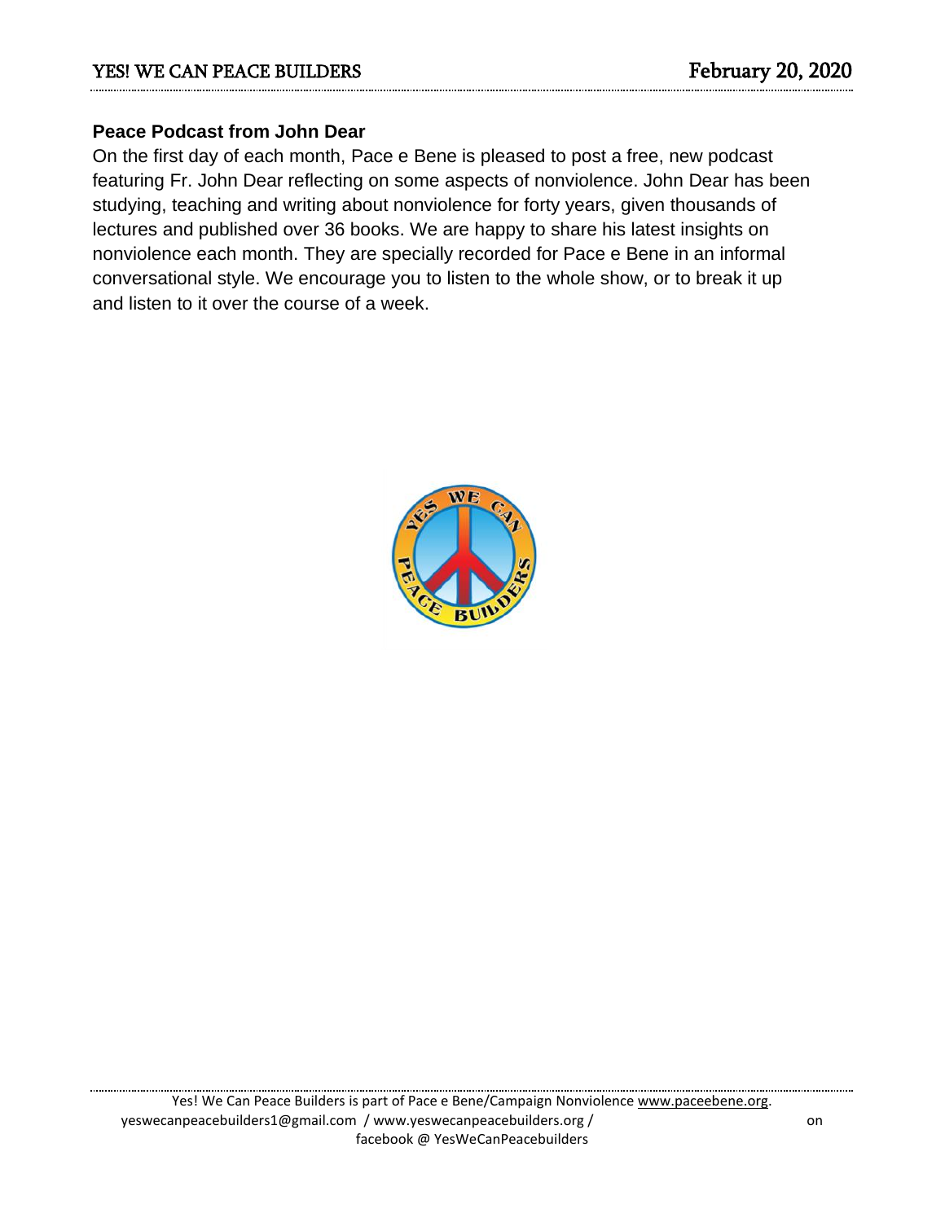**Peace Podcast from John Dear**

On the first day of each month, Pace e Bene is pleased to post a free, new podcast featuring Fr. John Dear reflecting on some aspects of nonviolence. John Dear has been studying, teaching and writing about nonviolence for forty years, given thousands of lectures and published over 36 books. We are happy to share his latest insights on nonviolence each month. They are specially recorded for Pace e Bene in an informal conversational style. We encourage you to listen to the whole show, or to break it up and listen to it over the course of a week.